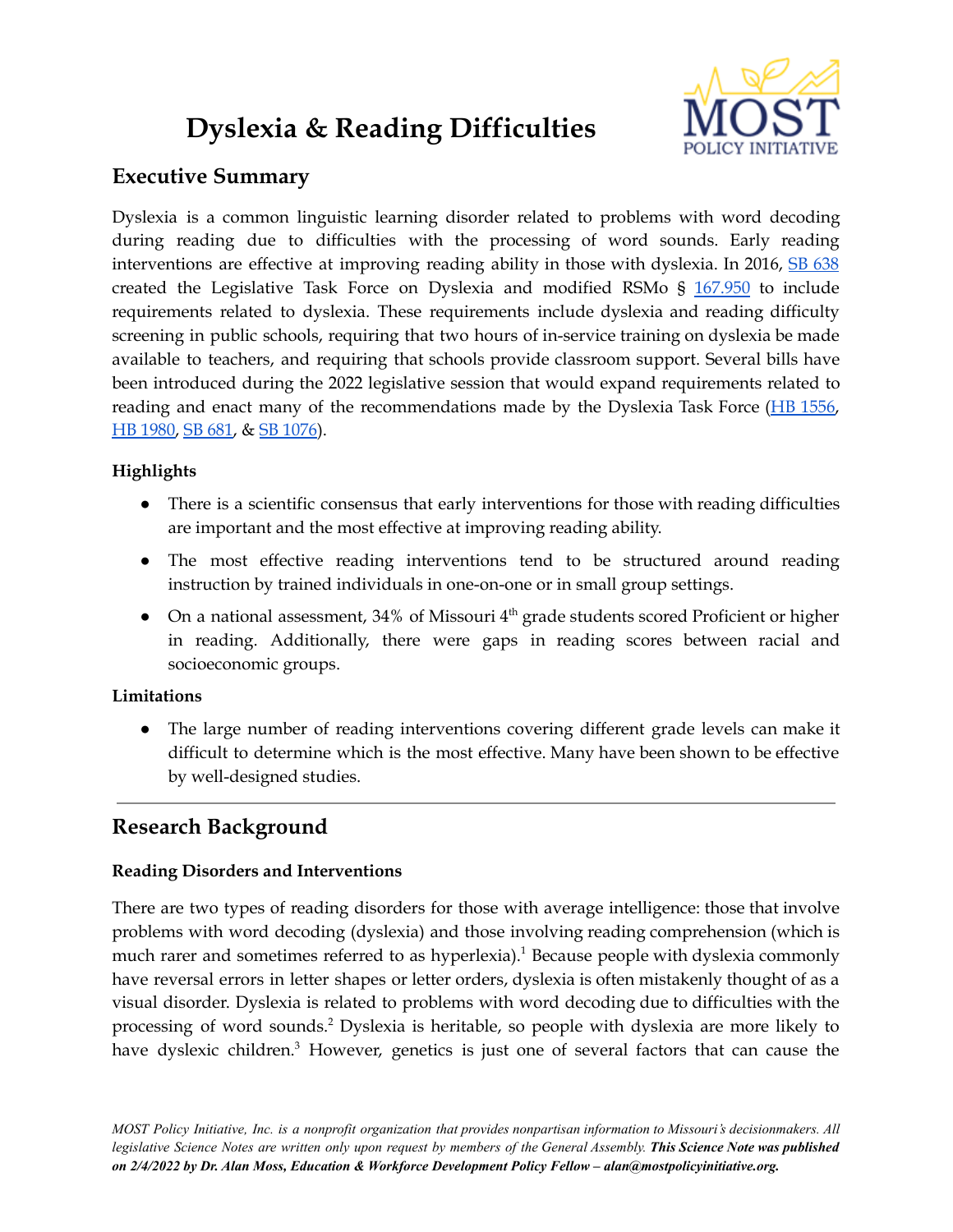# Dyslexia & Reading Difficulties

## Executive Summary

Dyslexia is a common linguistic learning disorder related to problems with word decoding during reading due to difficulties with the processing of word sounds. Early reading interventions are effective at improving reading ability in those with dyslexia. In 2016, SB 638 created the Legislative Task Force on Dyslexia and modified RSMo § 167.950 to include requirements related to dyslexia. These requirements include dyslexia and reading difficulty screening in public schools, requiring that two hours of in-service training on dyslexia be made available to teachers, and requiring that schools provide classroom support. Several bills have been introduced during the 2022 legislative session that would expand requirements related to reading and enact many of the recommendations made by the Dyslexia Task Force (HB 1556, HB 1980, SB 681, & SB 1076).

### Highlights

- There is a scientific consensus that early interventions for those with reading difficulties are important and the most effective at improving reading ability.
- The most effective reading interventions tend to be structured around reading instruction by trained individuals in one-on-one or in small group settings.
- On a national assessment, 34% of Missouri 4th grade students scored Proficient or higher in reading. Additionally, there were gaps in reading scores between racial and socioeconomic groups.

### Limitations

- The large number of reading interventions covering different grade levels can make it difficult to determine which is the most effective. Many have been shown to be effective by well-designed studies.

---

## Research Background

### Reading Disorders and Interventions

There are two types of reading disorders for those with average intelligence: those that involve problems with word decoding (dyslexia) and those involving reading comprehension (which is much rarer and sometimes referred to as hyperlexia).[1] Because people with dyslexia commonly have reversal errors in letter shapes or letter orders, dyslexia is often mistakenly thought of as a visual disorder. Dyslexia is related to problems with word decoding due to difficulties with the processing of word sounds.[2] Dyslexia is heritable, so people with dyslexia are more likely to have dyslexic children.[3] However, genetics is just one of several factors that can cause the

*MOST Policy Initiative, Inc. is a nonprofit organization that provides nonpartisan information to Missouri's decisionmakers. All legislative Science Notes are written only upon request by members of the General Assembly.* ***This Science Note was published on 2/4/2022 by Dr. Alan Moss, Education & Workforce Development Policy Fellow – alan@mostpolicyinitiative.org.***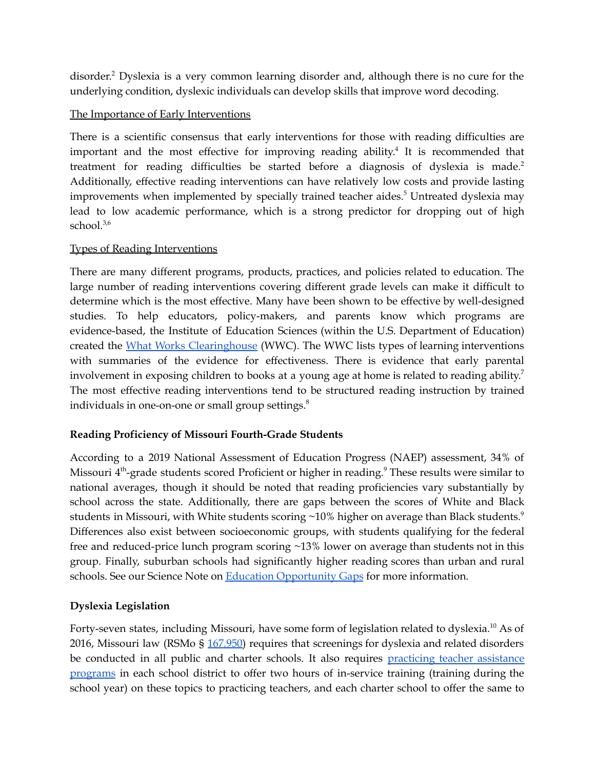disorder.[2] Dyslexia is a very common learning disorder and, although there is no cure for the underlying condition, dyslexic individuals can develop skills that improve word decoding.

The Importance of Early Interventions

There is a scientific consensus that early interventions for those with reading difficulties are important and the most effective for improving reading ability.[4] It is recommended that treatment for reading difficulties be started before a diagnosis of dyslexia is made.[2] Additionally, effective reading interventions can have relatively low costs and provide lasting improvements when implemented by specially trained teacher aides.[5] Untreated dyslexia may lead to low academic performance, which is a strong predictor for dropping out of high school.[3,6]

Types of Reading Interventions

There are many different programs, products, practices, and policies related to education. The large number of reading interventions covering different grade levels can make it difficult to determine which is the most effective. Many have been shown to be effective by well-designed studies. To help educators, policy-makers, and parents know which programs are evidence-based, the Institute of Education Sciences (within the U.S. Department of Education) created the [What Works Clearinghouse](#) (WWC). The WWC lists types of learning interventions with summaries of the evidence for effectiveness. There is evidence that early parental involvement in exposing children to books at a young age at home is related to reading ability.[7] The most effective reading interventions tend to be structured reading instruction by trained individuals in one-on-one or small group settings.[8]

**Reading Proficiency of Missouri Fourth-Grade Students**

According to a 2019 National Assessment of Education Progress (NAEP) assessment, 34% of Missouri 4th-grade students scored Proficient or higher in reading.[9] These results were similar to national averages, though it should be noted that reading proficiencies vary substantially by school across the state. Additionally, there are gaps between the scores of White and Black students in Missouri, with White students scoring ~10% higher on average than Black students.[9] Differences also exist between socioeconomic groups, with students qualifying for the federal free and reduced-price lunch program scoring ~13% lower on average than students not in this group. Finally, suburban schools had significantly higher reading scores than urban and rural schools. See our Science Note on [Education Opportunity Gaps](#) for more information.

**Dyslexia Legislation**

Forty-seven states, including Missouri, have some form of legislation related to dyslexia.[10] As of 2016, Missouri law (RSMo § [167.950](#)) requires that screenings for dyslexia and related disorders be conducted in all public and charter schools. It also requires [practicing teacher assistance programs](#) in each school district to offer two hours of in-service training (training during the school year) on these topics to practicing teachers, and each charter school to offer the same to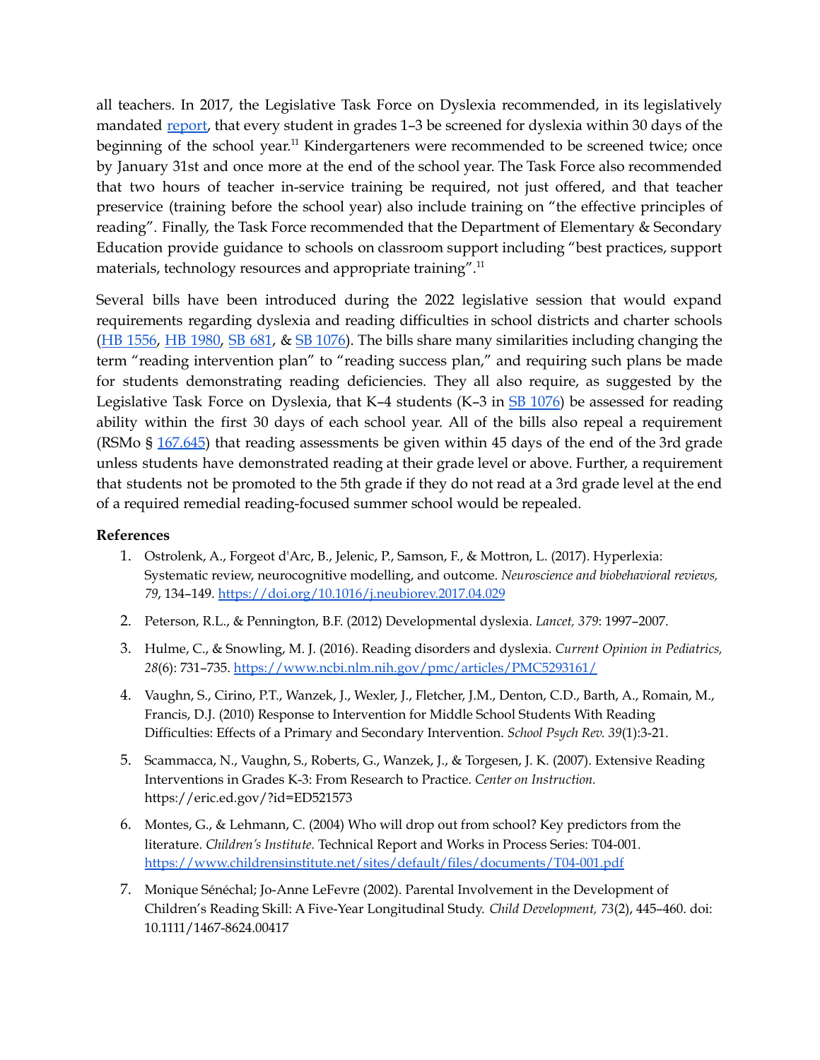all teachers. In 2017, the Legislative Task Force on Dyslexia recommended, in its legislatively mandated report, that every student in grades 1–3 be screened for dyslexia within 30 days of the beginning of the school year.[11] Kindergarteners were recommended to be screened twice; once by January 31st and once more at the end of the school year. The Task Force also recommended that two hours of teacher in-service training be required, not just offered, and that teacher preservice (training before the school year) also include training on "the effective principles of reading". Finally, the Task Force recommended that the Department of Elementary & Secondary Education provide guidance to schools on classroom support including "best practices, support materials, technology resources and appropriate training".[11]

Several bills have been introduced during the 2022 legislative session that would expand requirements regarding dyslexia and reading difficulties in school districts and charter schools (HB 1556, HB 1980, SB 681, & SB 1076). The bills share many similarities including changing the term "reading intervention plan" to "reading success plan," and requiring such plans be made for students demonstrating reading deficiencies. They all also require, as suggested by the Legislative Task Force on Dyslexia, that K–4 students (K–3 in SB 1076) be assessed for reading ability within the first 30 days of each school year. All of the bills also repeal a requirement (RSMo § 167.645) that reading assessments be given within 45 days of the end of the 3rd grade unless students have demonstrated reading at their grade level or above. Further, a requirement that students not be promoted to the 5th grade if they do not read at a 3rd grade level at the end of a required remedial reading-focused summer school would be repealed.

**References**

1. Ostrolenk, A., Forgeot d'Arc, B., Jelenic, P., Samson, F., & Mottron, L. (2017). Hyperlexia: Systematic review, neurocognitive modelling, and outcome. *Neuroscience and biobehavioral reviews, 79*, 134–149. https://doi.org/10.1016/j.neubiorev.2017.04.029
2. Peterson, R.L., & Pennington, B.F. (2012) Developmental dyslexia. *Lancet, 379*: 1997–2007.
3. Hulme, C., & Snowling, M. J. (2016). Reading disorders and dyslexia. *Current Opinion in Pediatrics, 28*(6): 731–735. https://www.ncbi.nlm.nih.gov/pmc/articles/PMC5293161/
4. Vaughn, S., Cirino, P.T., Wanzek, J., Wexler, J., Fletcher, J.M., Denton, C.D., Barth, A., Romain, M., Francis, D.J. (2010) Response to Intervention for Middle School Students With Reading Difficulties: Effects of a Primary and Secondary Intervention. *School Psych Rev. 39*(1):3-21.
5. Scammacca, N., Vaughn, S., Roberts, G., Wanzek, J., & Torgesen, J. K. (2007). Extensive Reading Interventions in Grades K-3: From Research to Practice. *Center on Instruction.* https://eric.ed.gov/?id=ED521573
6. Montes, G., & Lehmann, C. (2004) Who will drop out from school? Key predictors from the literature. *Children's Institute.* Technical Report and Works in Process Series: T04-001. https://www.childrensinstitute.net/sites/default/files/documents/T04-001.pdf
7. Monique Sénéchal; Jo-Anne LeFevre (2002). Parental Involvement in the Development of Children's Reading Skill: A Five-Year Longitudinal Study. *Child Development, 73*(2), 445–460. doi: 10.1111/1467-8624.00417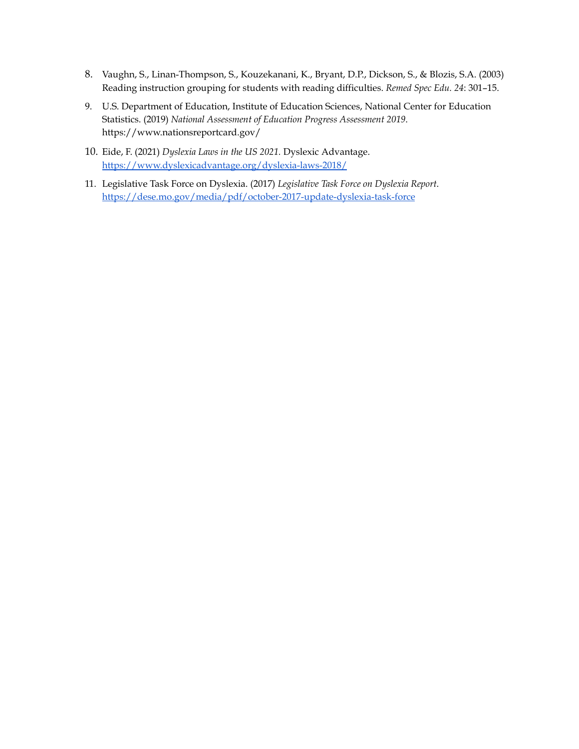8. Vaughn, S., Linan-Thompson, S., Kouzekanani, K., Bryant, D.P., Dickson, S., & Blozis, S.A. (2003) Reading instruction grouping for students with reading difficulties. *Remed Spec Edu. 24*: 301–15.

9. U.S. Department of Education, Institute of Education Sciences, National Center for Education Statistics. (2019) *National Assessment of Education Progress Assessment 2019*. https://www.nationsreportcard.gov/

10. Eide, F. (2021) *Dyslexia Laws in the US 2021.* Dyslexic Advantage. https://www.dyslexicadvantage.org/dyslexia-laws-2018/

11. Legislative Task Force on Dyslexia. (2017) *Legislative Task Force on Dyslexia Report*. https://dese.mo.gov/media/pdf/october-2017-update-dyslexia-task-force